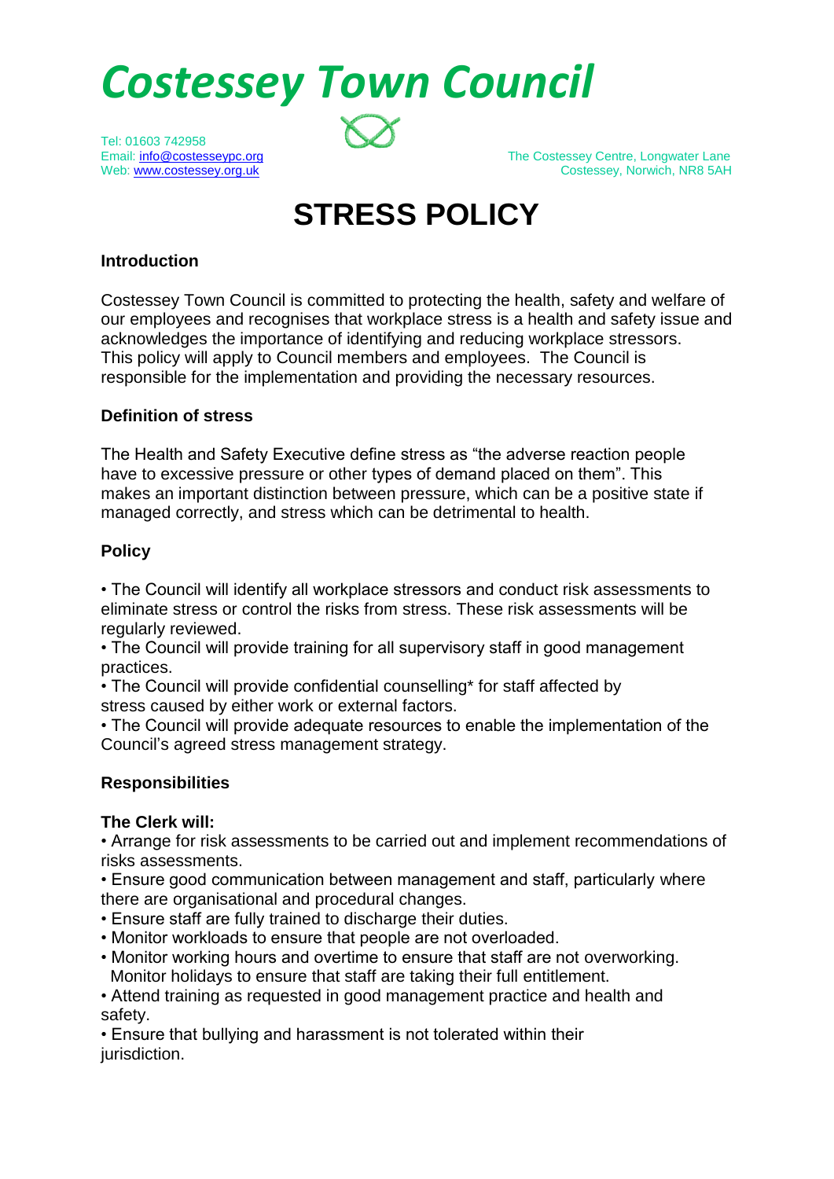# Costessey Town Council

Tel: 01603 742958
Email: info@costesseypc.org
Web: www.costessey.org.uk

The Costessey Centre, Longwater Lane
Costessey, Norwich, NR8 5AH

## STRESS POLICY

**Introduction**

Costessey Town Council is committed to protecting the health, safety and welfare of our employees and recognises that workplace stress is a health and safety issue and acknowledges the importance of identifying and reducing workplace stressors. This policy will apply to Council members and employees. The Council is responsible for the implementation and providing the necessary resources.

**Definition of stress**

The Health and Safety Executive define stress as "the adverse reaction people have to excessive pressure or other types of demand placed on them". This makes an important distinction between pressure, which can be a positive state if managed correctly, and stress which can be detrimental to health.

**Policy**

- The Council will identify all workplace stressors and conduct risk assessments to eliminate stress or control the risks from stress. These risk assessments will be regularly reviewed.
- The Council will provide training for all supervisory staff in good management practices.
- The Council will provide confidential counselling* for staff affected by stress caused by either work or external factors.
- The Council will provide adequate resources to enable the implementation of the Council's agreed stress management strategy.

**Responsibilities**

**The Clerk will:**

- Arrange for risk assessments to be carried out and implement recommendations of risks assessments.
- Ensure good communication between management and staff, particularly where there are organisational and procedural changes.
- Ensure staff are fully trained to discharge their duties.
- Monitor workloads to ensure that people are not overloaded.
- Monitor working hours and overtime to ensure that staff are not overworking. Monitor holidays to ensure that staff are taking their full entitlement.
- Attend training as requested in good management practice and health and safety.
- Ensure that bullying and harassment is not tolerated within their jurisdiction.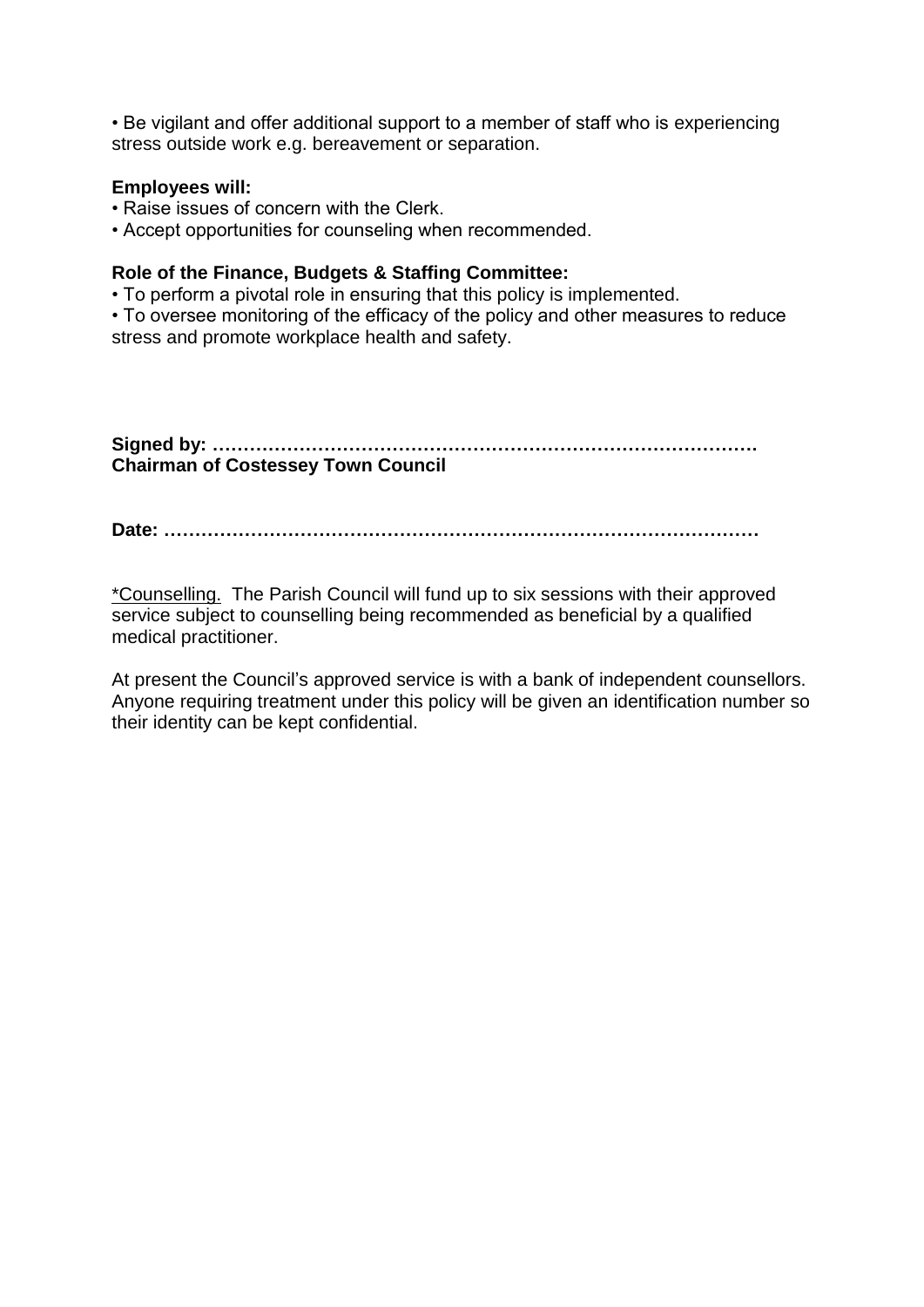• Be vigilant and offer additional support to a member of staff who is experiencing stress outside work e.g. bereavement or separation.

**Employees will:**

• Raise issues of concern with the Clerk.
• Accept opportunities for counseling when recommended.

**Role of the Finance, Budgets & Staffing Committee:**

• To perform a pivotal role in ensuring that this policy is implemented.
• To oversee monitoring of the efficacy of the policy and other measures to reduce stress and promote workplace health and safety.

**Signed by: ………………………………………………………………………………**
**Chairman of Costessey Town Council**

**Date: ………………………………………………………………………………………**

*Counselling. The Parish Council will fund up to six sessions with their approved service subject to counselling being recommended as beneficial by a qualified medical practitioner.

At present the Council's approved service is with a bank of independent counsellors. Anyone requiring treatment under this policy will be given an identification number so their identity can be kept confidential.